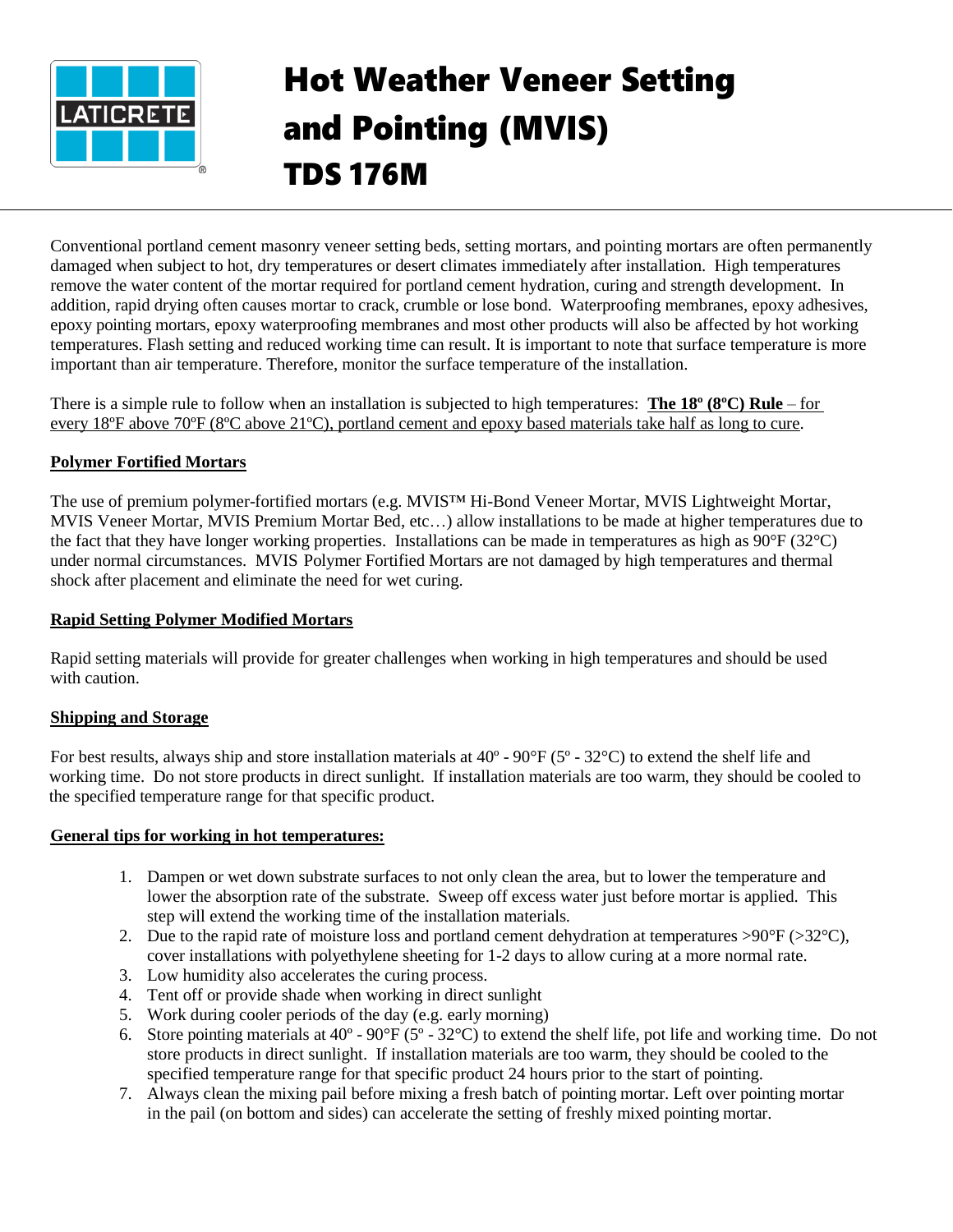# Hot Weather Veneer Setting and Pointing (MVIS)

# TDS 176M

Conventional portland cement masonry veneer setting beds, setting mortars, and pointing mortars are often permanently damaged when subject to hot, dry temperatures or desert climates immediately after installation. High temperatures remove the water content of the mortar required for portland cement hydration, curing and strength development. In addition, rapid drying often causes mortar to crack, crumble or lose bond. Waterproofing membranes, epoxy adhesives, epoxy pointing mortars, epoxy waterproofing membranes and most other products will also be affected by hot working temperatures. Flash setting and reduced working time can result. It is important to note that surface temperature is more important than air temperature. Therefore, monitor the surface temperature of the installation.

There is a simple rule to follow when an installation is subjected to high temperatures: **The 18º (8ºC) Rule** – for every 18ºF above 70ºF (8ºC above 21ºC), portland cement and epoxy based materials take half as long to cure.

**Polymer Fortified Mortars**

The use of premium polymer-fortified mortars (e.g. MVIS™ Hi-Bond Veneer Mortar, MVIS Lightweight Mortar, MVIS Veneer Mortar, MVIS Premium Mortar Bed, etc…) allow installations to be made at higher temperatures due to the fact that they have longer working properties. Installations can be made in temperatures as high as 90°F (32°C) under normal circumstances. MVIS Polymer Fortified Mortars are not damaged by high temperatures and thermal shock after placement and eliminate the need for wet curing.

**Rapid Setting Polymer Modified Mortars**

Rapid setting materials will provide for greater challenges when working in high temperatures and should be used with caution.

**Shipping and Storage**

For best results, always ship and store installation materials at 40º - 90°F (5º - 32°C) to extend the shelf life and working time. Do not store products in direct sunlight. If installation materials are too warm, they should be cooled to the specified temperature range for that specific product.

**General tips for working in hot temperatures:**

1. Dampen or wet down substrate surfaces to not only clean the area, but to lower the temperature and lower the absorption rate of the substrate. Sweep off excess water just before mortar is applied. This step will extend the working time of the installation materials.
2. Due to the rapid rate of moisture loss and portland cement dehydration at temperatures >90°F (>32°C), cover installations with polyethylene sheeting for 1-2 days to allow curing at a more normal rate.
3. Low humidity also accelerates the curing process.
4. Tent off or provide shade when working in direct sunlight
5. Work during cooler periods of the day (e.g. early morning)
6. Store pointing materials at 40º - 90°F (5º - 32°C) to extend the shelf life, pot life and working time. Do not store products in direct sunlight. If installation materials are too warm, they should be cooled to the specified temperature range for that specific product 24 hours prior to the start of pointing.
7. Always clean the mixing pail before mixing a fresh batch of pointing mortar. Left over pointing mortar in the pail (on bottom and sides) can accelerate the setting of freshly mixed pointing mortar.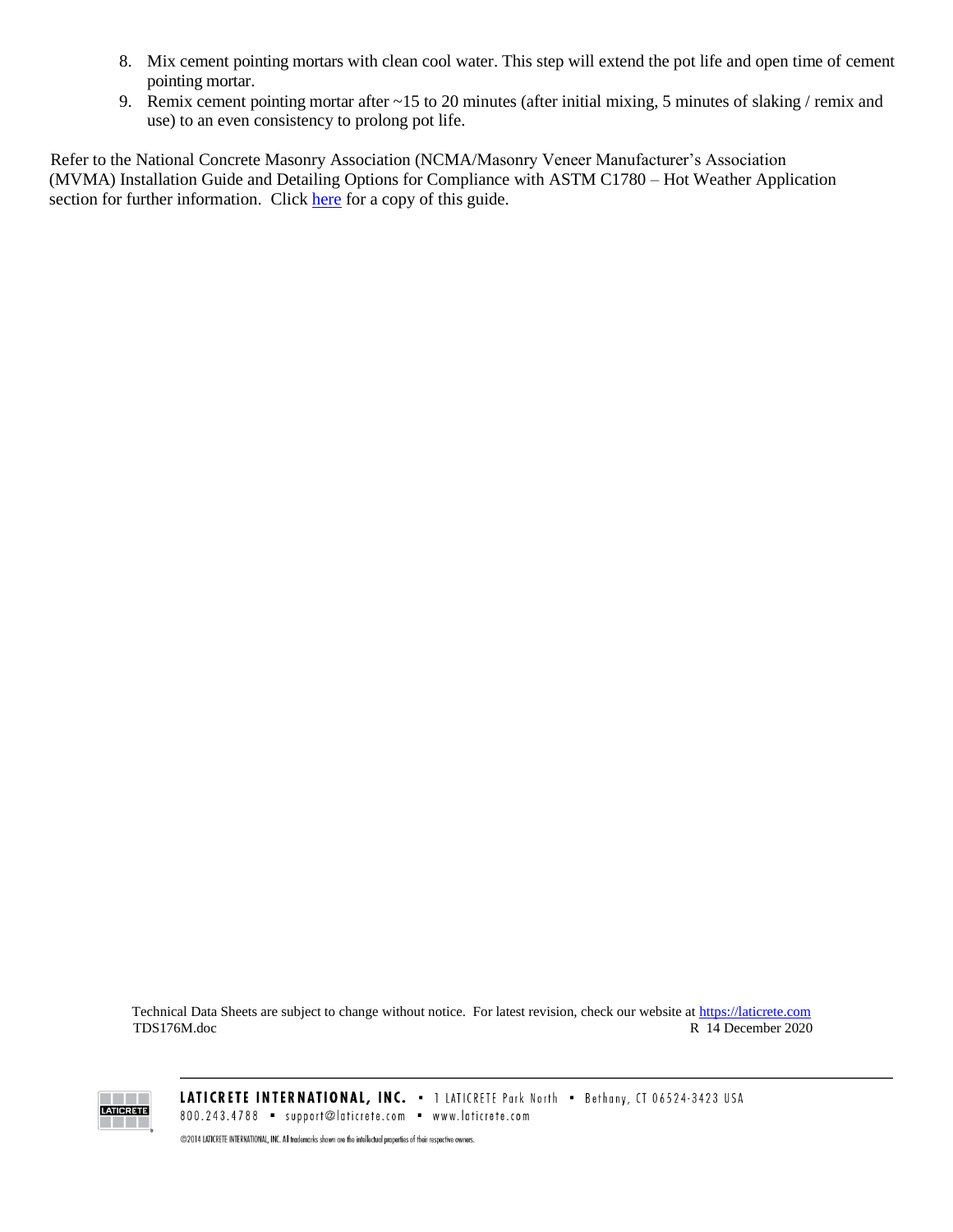8. Mix cement pointing mortars with clean cool water. This step will extend the pot life and open time of cement pointing mortar.
9. Remix cement pointing mortar after ~15 to 20 minutes (after initial mixing, 5 minutes of slaking / remix and use) to an even consistency to prolong pot life.

Refer to the National Concrete Masonry Association (NCMA/Masonry Veneer Manufacturer's Association (MVMA) Installation Guide and Detailing Options for Compliance with ASTM C1780 – Hot Weather Application section for further information. Click here for a copy of this guide.

Technical Data Sheets are subject to change without notice. For latest revision, check our website at https://laticrete.com
TDS176M.doc R 14 December 2020

LATICRETE INTERNATIONAL, INC. ▪ 1 LATICRETE Park North ▪ Bethany, CT 06524-3423 USA
800.243.4788 ▪ support@laticrete.com ▪ www.laticrete.com

©2014 LATICRETE INTERNATIONAL, INC. All trademarks shown are the intellectual properties of their respective owners.